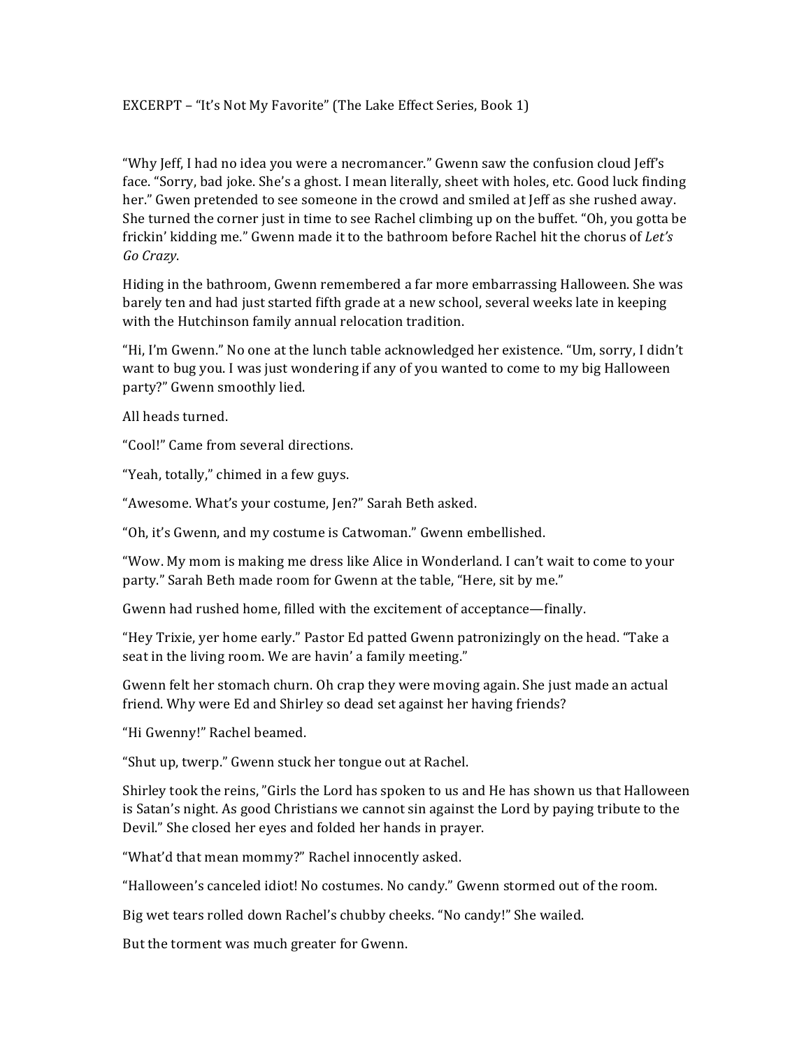EXCERPT – "It's Not My Favorite" (The Lake Effect Series, Book 1)

"Why Jeff, I had no idea you were a necromancer." Gwenn saw the confusion cloud Jeff's face. "Sorry, bad joke. She's a ghost. I mean literally, sheet with holes, etc. Good luck finding her." Gwen pretended to see someone in the crowd and smiled at Jeff as she rushed away. She turned the corner just in time to see Rachel climbing up on the buffet. "Oh, you gotta be frickin' kidding me." Gwenn made it to the bathroom before Rachel hit the chorus of *Let's Go Crazy*.

Hiding in the bathroom, Gwenn remembered a far more embarrassing Halloween. She was barely ten and had just started fifth grade at a new school, several weeks late in keeping with the Hutchinson family annual relocation tradition.

"Hi, I'm Gwenn." No one at the lunch table acknowledged her existence. "Um, sorry, I didn't want to bug you. I was just wondering if any of you wanted to come to my big Halloween party?" Gwenn smoothly lied.

All heads turned.

"Cool!" Came from several directions.

"Yeah, totally," chimed in a few guys.

"Awesome. What's your costume, Jen?" Sarah Beth asked.

"Oh, it's Gwenn, and my costume is Catwoman." Gwenn embellished.

"Wow. My mom is making me dress like Alice in Wonderland. I can't wait to come to your party." Sarah Beth made room for Gwenn at the table, "Here, sit by me."

Gwenn had rushed home, filled with the excitement of acceptance—finally.

"Hey Trixie, yer home early." Pastor Ed patted Gwenn patronizingly on the head. "Take a seat in the living room. We are havin' a family meeting."

Gwenn felt her stomach churn. Oh crap they were moving again. She just made an actual friend. Why were Ed and Shirley so dead set against her having friends?

"Hi Gwenny!" Rachel beamed.

"Shut up, twerp." Gwenn stuck her tongue out at Rachel.

Shirley took the reins, "Girls the Lord has spoken to us and He has shown us that Halloween is Satan's night. As good Christians we cannot sin against the Lord by paying tribute to the Devil." She closed her eyes and folded her hands in prayer.

"What'd that mean mommy?" Rachel innocently asked.

"Halloween's canceled idiot! No costumes. No candy." Gwenn stormed out of the room.

Big wet tears rolled down Rachel's chubby cheeks. "No candy!" She wailed.

But the torment was much greater for Gwenn.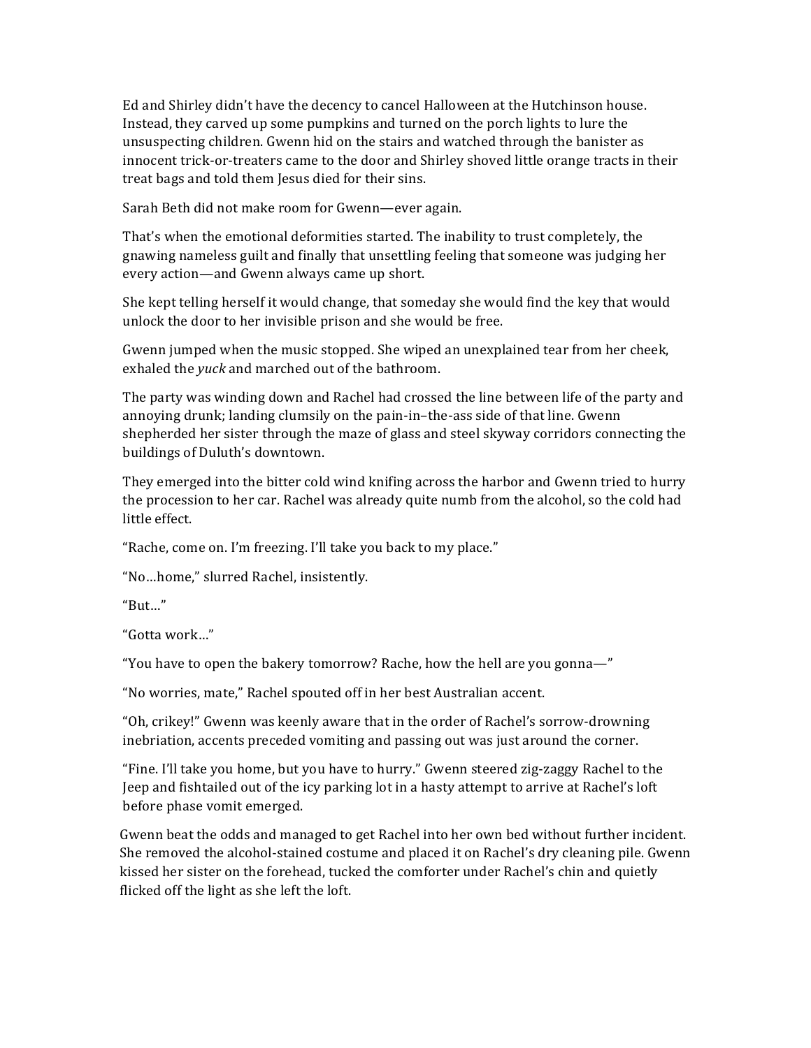Ed and Shirley didn't have the decency to cancel Halloween at the Hutchinson house. Instead, they carved up some pumpkins and turned on the porch lights to lure the unsuspecting children. Gwenn hid on the stairs and watched through the banister as innocent trick-or-treaters came to the door and Shirley shoved little orange tracts in their treat bags and told them Jesus died for their sins.

Sarah Beth did not make room for Gwenn—ever again.

That's when the emotional deformities started. The inability to trust completely, the gnawing nameless guilt and finally that unsettling feeling that someone was judging her every action—and Gwenn always came up short.

She kept telling herself it would change, that someday she would find the key that would unlock the door to her invisible prison and she would be free.

Gwenn jumped when the music stopped. She wiped an unexplained tear from her cheek, exhaled the *yuck* and marched out of the bathroom.

The party was winding down and Rachel had crossed the line between life of the party and annoying drunk; landing clumsily on the pain-in–the-ass side of that line. Gwenn shepherded her sister through the maze of glass and steel skyway corridors connecting the buildings of Duluth's downtown.

They emerged into the bitter cold wind knifing across the harbor and Gwenn tried to hurry the procession to her car. Rachel was already quite numb from the alcohol, so the cold had little effect.

"Rache, come on. I'm freezing. I'll take you back to my place."

"No…home," slurred Rachel, insistently.

"But…"

"Gotta work…"

"You have to open the bakery tomorrow? Rache, how the hell are you gonna—"

"No worries, mate," Rachel spouted off in her best Australian accent.

"Oh, crikey!" Gwenn was keenly aware that in the order of Rachel's sorrow-drowning inebriation, accents preceded vomiting and passing out was just around the corner.

"Fine. I'll take you home, but you have to hurry." Gwenn steered zig-zaggy Rachel to the Jeep and fishtailed out of the icy parking lot in a hasty attempt to arrive at Rachel's loft before phase vomit emerged.

Gwenn beat the odds and managed to get Rachel into her own bed without further incident. She removed the alcohol-stained costume and placed it on Rachel's dry cleaning pile. Gwenn kissed her sister on the forehead, tucked the comforter under Rachel's chin and quietly flicked off the light as she left the loft.